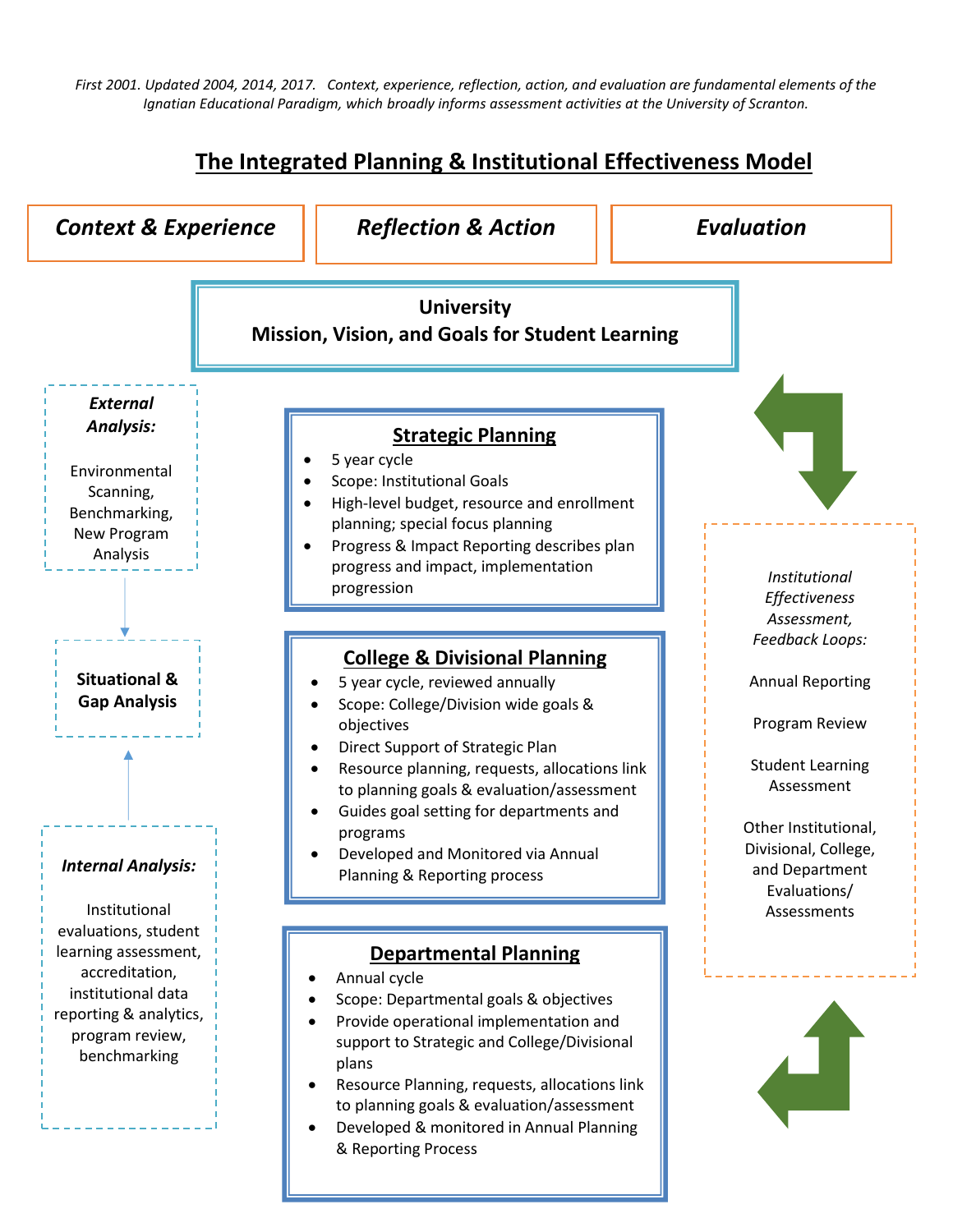*First 2001. Updated 2004, 2014, 2017. Context, experience, reflection, action, and evaluation are fundamental elements of the Ignatian Educational Paradigm, which broadly informs assessment activities at the University of Scranton.*

# The Integrated Planning & Institutional Effectiveness Model

***Context & Experience*** | ***Reflection & Action*** | ***Evaluation***

**University**
**Mission, Vision, and Goals for Student Learning**

***External Analysis:***

Environmental Scanning, Benchmarking, New Program Analysis

**Situational & Gap Analysis**

***Internal Analysis:***

Institutional evaluations, student learning assessment, accreditation, institutional data reporting & analytics, program review, benchmarking

## Strategic Planning

- 5 year cycle
- Scope: Institutional Goals
- High-level budget, resource and enrollment planning; special focus planning
- Progress & Impact Reporting describes plan progress and impact, implementation progression

## College & Divisional Planning

- 5 year cycle, reviewed annually
- Scope: College/Division wide goals & objectives
- Direct Support of Strategic Plan
- Resource planning, requests, allocations link to planning goals & evaluation/assessment
- Guides goal setting for departments and programs
- Developed and Monitored via Annual Planning & Reporting process

## Departmental Planning

- Annual cycle
- Scope: Departmental goals & objectives
- Provide operational implementation and support to Strategic and College/Divisional plans
- Resource Planning, requests, allocations link to planning goals & evaluation/assessment
- Developed & monitored in Annual Planning & Reporting Process

*Institutional Effectiveness Assessment, Feedback Loops:*

Annual Reporting

Program Review

Student Learning Assessment

Other Institutional, Divisional, College, and Department Evaluations/ Assessments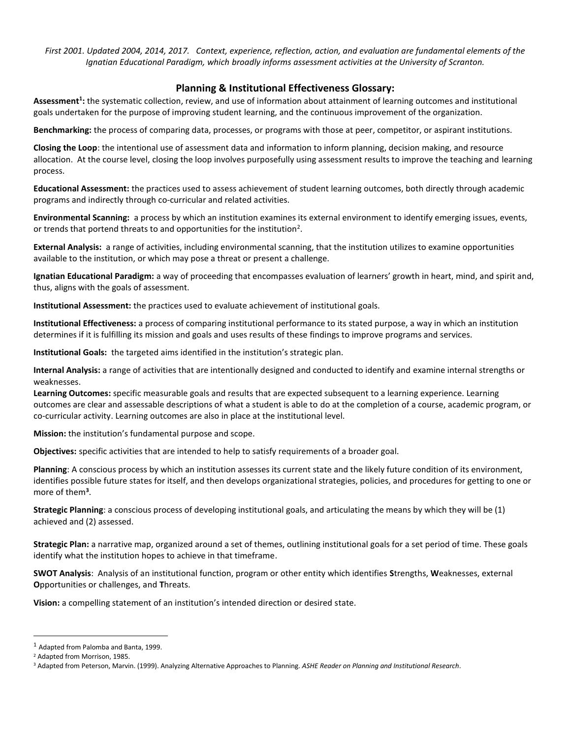*First 2001. Updated 2004, 2014, 2017. Context, experience, reflection, action, and evaluation are fundamental elements of the Ignatian Educational Paradigm, which broadly informs assessment activities at the University of Scranton.*

## Planning & Institutional Effectiveness Glossary:

**Assessment[1]:** the systematic collection, review, and use of information about attainment of learning outcomes and institutional goals undertaken for the purpose of improving student learning, and the continuous improvement of the organization.

**Benchmarking:** the process of comparing data, processes, or programs with those at peer, competitor, or aspirant institutions.

**Closing the Loop**: the intentional use of assessment data and information to inform planning, decision making, and resource allocation. At the course level, closing the loop involves purposefully using assessment results to improve the teaching and learning process.

**Educational Assessment:** the practices used to assess achievement of student learning outcomes, both directly through academic programs and indirectly through co-curricular and related activities.

**Environmental Scanning:** a process by which an institution examines its external environment to identify emerging issues, events, or trends that portend threats to and opportunities for the institution[2].

**External Analysis:** a range of activities, including environmental scanning, that the institution utilizes to examine opportunities available to the institution, or which may pose a threat or present a challenge.

**Ignatian Educational Paradigm:** a way of proceeding that encompasses evaluation of learners' growth in heart, mind, and spirit and, thus, aligns with the goals of assessment.

**Institutional Assessment:** the practices used to evaluate achievement of institutional goals.

**Institutional Effectiveness:** a process of comparing institutional performance to its stated purpose, a way in which an institution determines if it is fulfilling its mission and goals and uses results of these findings to improve programs and services.

**Institutional Goals:** the targeted aims identified in the institution's strategic plan.

**Internal Analysis:** a range of activities that are intentionally designed and conducted to identify and examine internal strengths or weaknesses.

**Learning Outcomes:** specific measurable goals and results that are expected subsequent to a learning experience. Learning outcomes are clear and assessable descriptions of what a student is able to do at the completion of a course, academic program, or co-curricular activity. Learning outcomes are also in place at the institutional level.

**Mission:** the institution's fundamental purpose and scope.

**Objectives:** specific activities that are intended to help to satisfy requirements of a broader goal.

**Planning**: A conscious process by which an institution assesses its current state and the likely future condition of its environment, identifies possible future states for itself, and then develops organizational strategies, policies, and procedures for getting to one or more of them[3].

**Strategic Planning**: a conscious process of developing institutional goals, and articulating the means by which they will be (1) achieved and (2) assessed.

**Strategic Plan:** a narrative map, organized around a set of themes, outlining institutional goals for a set period of time. These goals identify what the institution hopes to achieve in that timeframe.

**SWOT Analysis**: Analysis of an institutional function, program or other entity which identifies **S**trengths, **W**eaknesses, external **O**pportunities or challenges, and **T**hreats.

**Vision:** a compelling statement of an institution's intended direction or desired state.

---

[1] Adapted from Palomba and Banta, 1999.

[2] Adapted from Morrison, 1985.

[3] Adapted from Peterson, Marvin. (1999). Analyzing Alternative Approaches to Planning. *ASHE Reader on Planning and Institutional Research*.